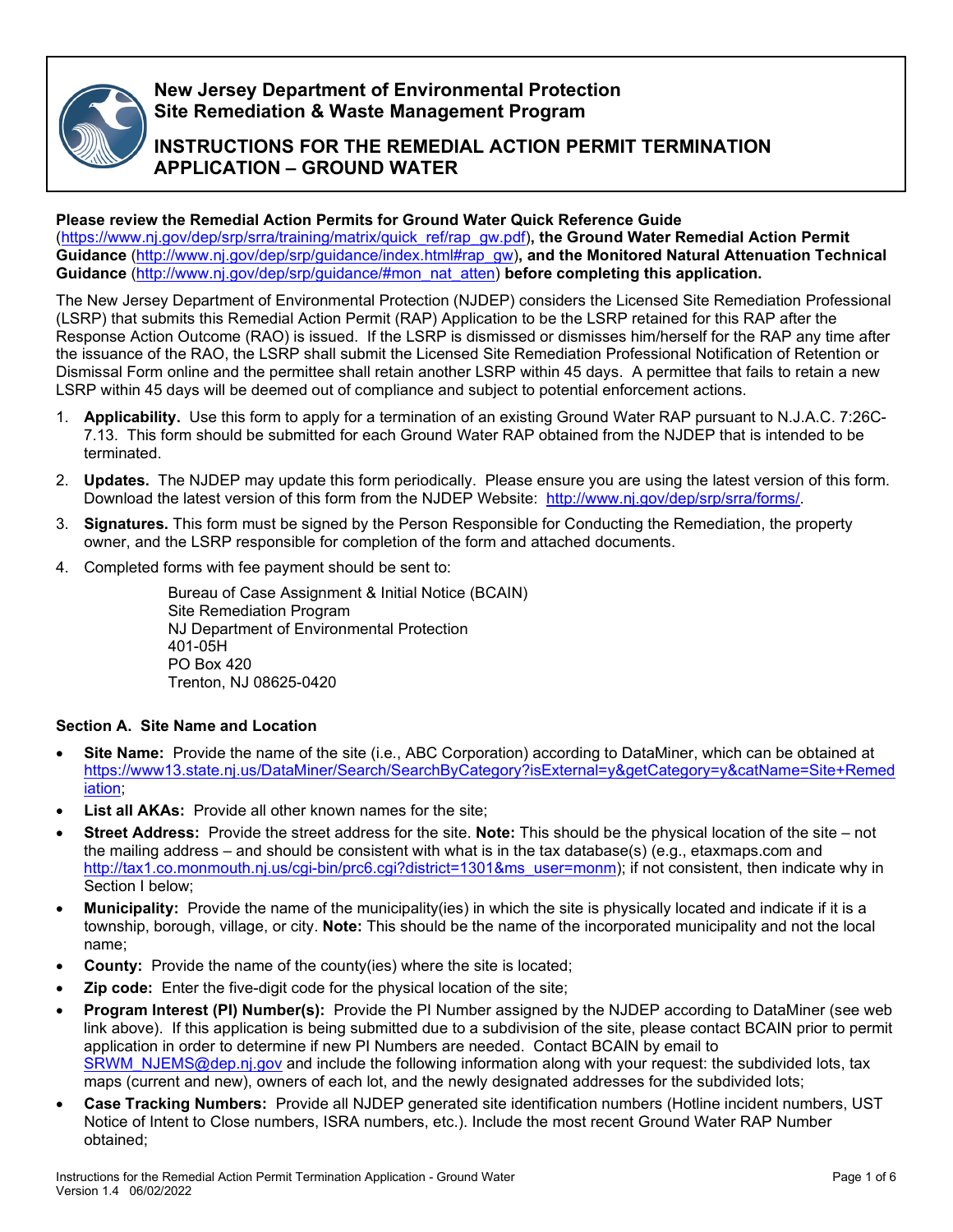# New Jersey Department of Environmental Protection
# Site Remediation & Waste Management Program

## INSTRUCTIONS FOR THE REMEDIAL ACTION PERMIT TERMINATION APPLICATION – GROUND WATER

**Please review the Remedial Action Permits for Ground Water Quick Reference Guide** (https://www.nj.gov/dep/srp/srra/training/matrix/quick_ref/rap_gw.pdf)**, the Ground Water Remedial Action Permit Guidance** (http://www.nj.gov/dep/srp/guidance/index.html#rap_gw)**, and the Monitored Natural Attenuation Technical Guidance** (http://www.nj.gov/dep/srp/guidance/#mon_nat_atten) **before completing this application.**

The New Jersey Department of Environmental Protection (NJDEP) considers the Licensed Site Remediation Professional (LSRP) that submits this Remedial Action Permit (RAP) Application to be the LSRP retained for this RAP after the Response Action Outcome (RAO) is issued. If the LSRP is dismissed or dismisses him/herself for the RAP any time after the issuance of the RAO, the LSRP shall submit the Licensed Site Remediation Professional Notification of Retention or Dismissal Form online and the permittee shall retain another LSRP within 45 days. A permittee that fails to retain a new LSRP within 45 days will be deemed out of compliance and subject to potential enforcement actions.

1. **Applicability.** Use this form to apply for a termination of an existing Ground Water RAP pursuant to N.J.A.C. 7:26C-7.13. This form should be submitted for each Ground Water RAP obtained from the NJDEP that is intended to be terminated.
2. **Updates.** The NJDEP may update this form periodically. Please ensure you are using the latest version of this form. Download the latest version of this form from the NJDEP Website: http://www.nj.gov/dep/srp/srra/forms/.
3. **Signatures.** This form must be signed by the Person Responsible for Conducting the Remediation, the property owner, and the LSRP responsible for completion of the form and attached documents.
4. Completed forms with fee payment should be sent to:

   Bureau of Case Assignment & Initial Notice (BCAIN)
   Site Remediation Program
   NJ Department of Environmental Protection
   401-05H
   PO Box 420
   Trenton, NJ 08625-0420

### Section A. Site Name and Location

- **Site Name:** Provide the name of the site (i.e., ABC Corporation) according to DataMiner, which can be obtained at https://www13.state.nj.us/DataMiner/Search/SearchByCategory?isExternal=y&getCategory=y&catName=Site+Remediation;
- **List all AKAs:** Provide all other known names for the site;
- **Street Address:** Provide the street address for the site. **Note:** This should be the physical location of the site – not the mailing address – and should be consistent with what is in the tax database(s) (e.g., etaxmaps.com and http://tax1.co.monmouth.nj.us/cgi-bin/prc6.cgi?district=1301&ms_user=monm); if not consistent, then indicate why in Section I below;
- **Municipality:** Provide the name of the municipality(ies) in which the site is physically located and indicate if it is a township, borough, village, or city. **Note:** This should be the name of the incorporated municipality and not the local name;
- **County:** Provide the name of the county(ies) where the site is located;
- **Zip code:** Enter the five-digit code for the physical location of the site;
- **Program Interest (PI) Number(s):** Provide the PI Number assigned by the NJDEP according to DataMiner (see web link above). If this application is being submitted due to a subdivision of the site, please contact BCAIN prior to permit application in order to determine if new PI Numbers are needed. Contact BCAIN by email to SRWM_NJEMS@dep.nj.gov and include the following information along with your request: the subdivided lots, tax maps (current and new), owners of each lot, and the newly designated addresses for the subdivided lots;
- **Case Tracking Numbers:** Provide all NJDEP generated site identification numbers (Hotline incident numbers, UST Notice of Intent to Close numbers, ISRA numbers, etc.). Include the most recent Ground Water RAP Number obtained;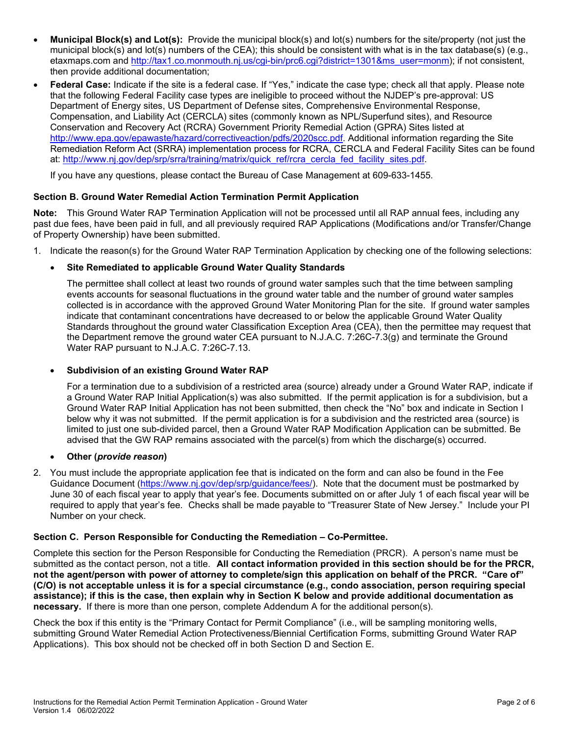- **Municipal Block(s) and Lot(s):** Provide the municipal block(s) and lot(s) numbers for the site/property (not just the municipal block(s) and lot(s) numbers of the CEA); this should be consistent with what is in the tax database(s) (e.g., etaxmaps.com and http://tax1.co.monmouth.nj.us/cgi-bin/prc6.cgi?district=1301&ms_user=monm); if not consistent, then provide additional documentation;
- **Federal Case:** Indicate if the site is a federal case. If "Yes," indicate the case type; check all that apply. Please note that the following Federal Facility case types are ineligible to proceed without the NJDEP's pre-approval: US Department of Energy sites, US Department of Defense sites, Comprehensive Environmental Response, Compensation, and Liability Act (CERCLA) sites (commonly known as NPL/Superfund sites), and Resource Conservation and Recovery Act (RCRA) Government Priority Remedial Action (GPRA) Sites listed at http://www.epa.gov/epawaste/hazard/correctiveaction/pdfs/2020scc.pdf. Additional information regarding the Site Remediation Reform Act (SRRA) implementation process for RCRA, CERCLA and Federal Facility Sites can be found at: http://www.nj.gov/dep/srp/srra/training/matrix/quick_ref/rcra_cercla_fed_facility_sites.pdf.

  If you have any questions, please contact the Bureau of Case Management at 609-633-1455.

### Section B. Ground Water Remedial Action Termination Permit Application

**Note:** This Ground Water RAP Termination Application will not be processed until all RAP annual fees, including any past due fees, have been paid in full, and all previously required RAP Applications (Modifications and/or Transfer/Change of Property Ownership) have been submitted.

1. Indicate the reason(s) for the Ground Water RAP Termination Application by checking one of the following selections:

   - **Site Remediated to applicable Ground Water Quality Standards**

     The permittee shall collect at least two rounds of ground water samples such that the time between sampling events accounts for seasonal fluctuations in the ground water table and the number of ground water samples collected is in accordance with the approved Ground Water Monitoring Plan for the site. If ground water samples indicate that contaminant concentrations have decreased to or below the applicable Ground Water Quality Standards throughout the ground water Classification Exception Area (CEA), then the permittee may request that the Department remove the ground water CEA pursuant to N.J.A.C. 7:26C-7.3(g) and terminate the Ground Water RAP pursuant to N.J.A.C. 7:26C-7.13.

   - **Subdivision of an existing Ground Water RAP**

     For a termination due to a subdivision of a restricted area (source) already under a Ground Water RAP, indicate if a Ground Water RAP Initial Application(s) was also submitted. If the permit application is for a subdivision, but a Ground Water RAP Initial Application has not been submitted, then check the "No" box and indicate in Section I below why it was not submitted. If the permit application is for a subdivision and the restricted area (source) is limited to just one sub-divided parcel, then a Ground Water RAP Modification Application can be submitted. Be advised that the GW RAP remains associated with the parcel(s) from which the discharge(s) occurred.

   - **Other (*provide reason*)**

2. You must include the appropriate application fee that is indicated on the form and can also be found in the Fee Guidance Document (https://www.nj.gov/dep/srp/guidance/fees/). Note that the document must be postmarked by June 30 of each fiscal year to apply that year's fee. Documents submitted on or after July 1 of each fiscal year will be required to apply that year's fee. Checks shall be made payable to "Treasurer State of New Jersey." Include your PI Number on your check.

### Section C. Person Responsible for Conducting the Remediation – Co-Permittee.

Complete this section for the Person Responsible for Conducting the Remediation (PRCR). A person's name must be submitted as the contact person, not a title. **All contact information provided in this section should be for the PRCR, not the agent/person with power of attorney to complete/sign this application on behalf of the PRCR. "Care of" (C/O) is not acceptable unless it is for a special circumstance (e.g., condo association, person requiring special assistance); if this is the case, then explain why in Section K below and provide additional documentation as necessary.** If there is more than one person, complete Addendum A for the additional person(s).

Check the box if this entity is the "Primary Contact for Permit Compliance" (i.e., will be sampling monitoring wells, submitting Ground Water Remedial Action Protectiveness/Biennial Certification Forms, submitting Ground Water RAP Applications). This box should not be checked off in both Section D and Section E.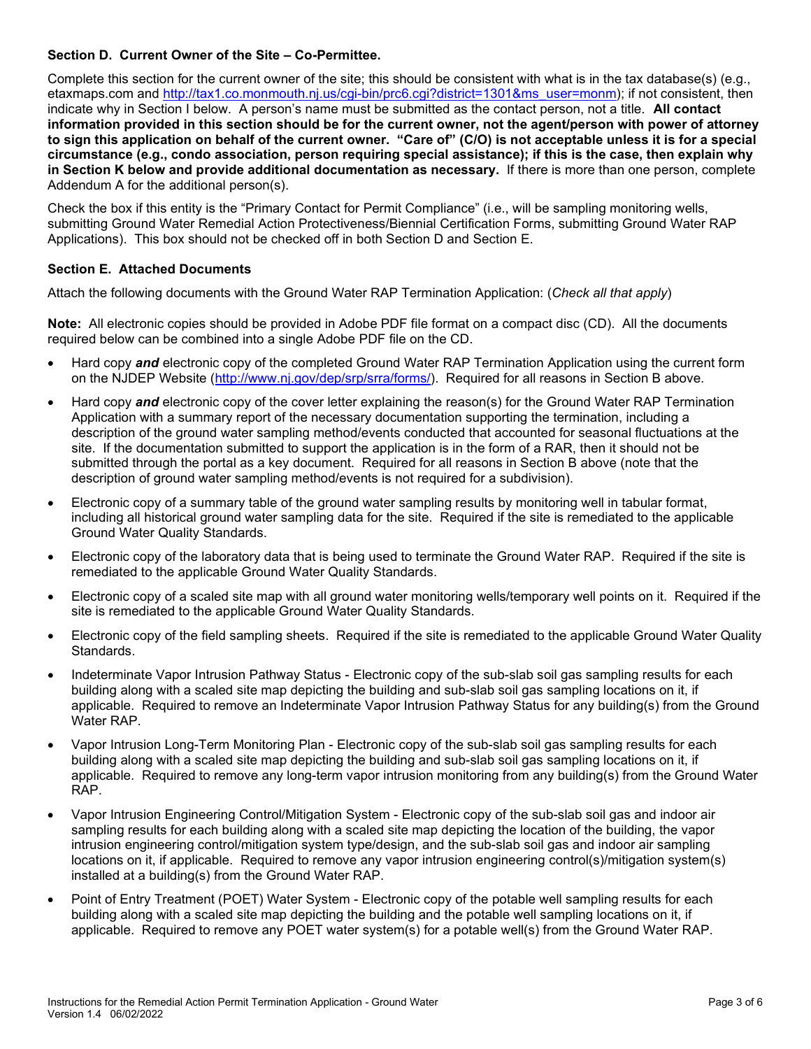### Section D. Current Owner of the Site – Co-Permittee.

Complete this section for the current owner of the site; this should be consistent with what is in the tax database(s) (e.g., etaxmaps.com and http://tax1.co.monmouth.nj.us/cgi-bin/prc6.cgi?district=1301&ms_user=monm); if not consistent, then indicate why in Section I below. A person's name must be submitted as the contact person, not a title. **All contact information provided in this section should be for the current owner, not the agent/person with power of attorney to sign this application on behalf of the current owner. "Care of" (C/O) is not acceptable unless it is for a special circumstance (e.g., condo association, person requiring special assistance); if this is the case, then explain why in Section K below and provide additional documentation as necessary.** If there is more than one person, complete Addendum A for the additional person(s).

Check the box if this entity is the "Primary Contact for Permit Compliance" (i.e., will be sampling monitoring wells, submitting Ground Water Remedial Action Protectiveness/Biennial Certification Forms, submitting Ground Water RAP Applications). This box should not be checked off in both Section D and Section E.

### Section E. Attached Documents

Attach the following documents with the Ground Water RAP Termination Application: (*Check all that apply*)

**Note:** All electronic copies should be provided in Adobe PDF file format on a compact disc (CD). All the documents required below can be combined into a single Adobe PDF file on the CD.

- Hard copy ***and*** electronic copy of the completed Ground Water RAP Termination Application using the current form on the NJDEP Website (http://www.nj.gov/dep/srp/srra/forms/). Required for all reasons in Section B above.
- Hard copy ***and*** electronic copy of the cover letter explaining the reason(s) for the Ground Water RAP Termination Application with a summary report of the necessary documentation supporting the termination, including a description of the ground water sampling method/events conducted that accounted for seasonal fluctuations at the site. If the documentation submitted to support the application is in the form of a RAR, then it should not be submitted through the portal as a key document. Required for all reasons in Section B above (note that the description of ground water sampling method/events is not required for a subdivision).
- Electronic copy of a summary table of the ground water sampling results by monitoring well in tabular format, including all historical ground water sampling data for the site. Required if the site is remediated to the applicable Ground Water Quality Standards.
- Electronic copy of the laboratory data that is being used to terminate the Ground Water RAP. Required if the site is remediated to the applicable Ground Water Quality Standards.
- Electronic copy of a scaled site map with all ground water monitoring wells/temporary well points on it. Required if the site is remediated to the applicable Ground Water Quality Standards.
- Electronic copy of the field sampling sheets. Required if the site is remediated to the applicable Ground Water Quality Standards.
- Indeterminate Vapor Intrusion Pathway Status - Electronic copy of the sub-slab soil gas sampling results for each building along with a scaled site map depicting the building and sub-slab soil gas sampling locations on it, if applicable. Required to remove an Indeterminate Vapor Intrusion Pathway Status for any building(s) from the Ground Water RAP.
- Vapor Intrusion Long-Term Monitoring Plan - Electronic copy of the sub-slab soil gas sampling results for each building along with a scaled site map depicting the building and sub-slab soil gas sampling locations on it, if applicable. Required to remove any long-term vapor intrusion monitoring from any building(s) from the Ground Water RAP.
- Vapor Intrusion Engineering Control/Mitigation System - Electronic copy of the sub-slab soil gas and indoor air sampling results for each building along with a scaled site map depicting the location of the building, the vapor intrusion engineering control/mitigation system type/design, and the sub-slab soil gas and indoor air sampling locations on it, if applicable. Required to remove any vapor intrusion engineering control(s)/mitigation system(s) installed at a building(s) from the Ground Water RAP.
- Point of Entry Treatment (POET) Water System - Electronic copy of the potable well sampling results for each building along with a scaled site map depicting the building and the potable well sampling locations on it, if applicable. Required to remove any POET water system(s) for a potable well(s) from the Ground Water RAP.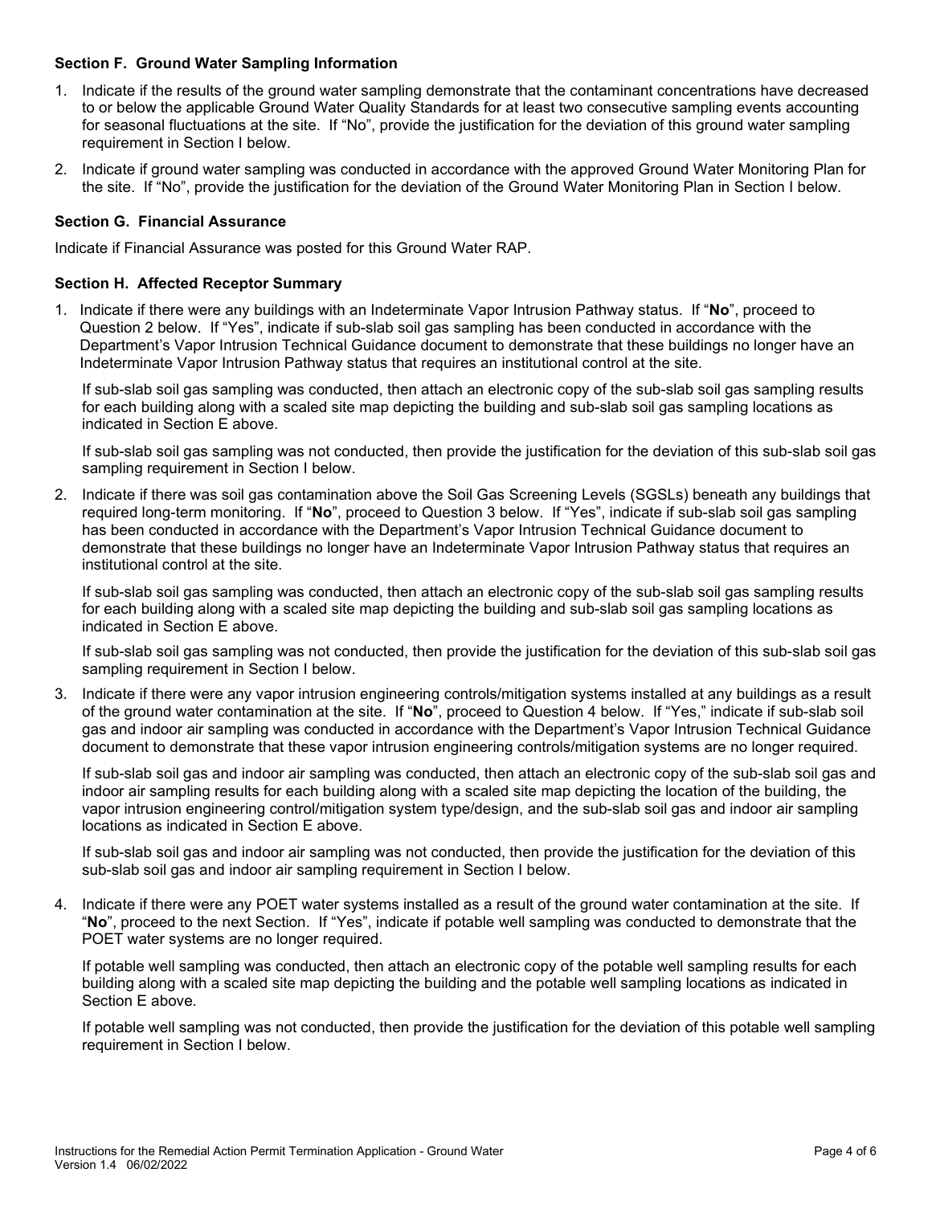### Section F. Ground Water Sampling Information

1. Indicate if the results of the ground water sampling demonstrate that the contaminant concentrations have decreased to or below the applicable Ground Water Quality Standards for at least two consecutive sampling events accounting for seasonal fluctuations at the site. If "No", provide the justification for the deviation of this ground water sampling requirement in Section I below.
2. Indicate if ground water sampling was conducted in accordance with the approved Ground Water Monitoring Plan for the site. If "No", provide the justification for the deviation of the Ground Water Monitoring Plan in Section I below.

### Section G. Financial Assurance

Indicate if Financial Assurance was posted for this Ground Water RAP.

### Section H. Affected Receptor Summary

1. Indicate if there were any buildings with an Indeterminate Vapor Intrusion Pathway status. If "**No**", proceed to Question 2 below. If "Yes", indicate if sub-slab soil gas sampling has been conducted in accordance with the Department's Vapor Intrusion Technical Guidance document to demonstrate that these buildings no longer have an Indeterminate Vapor Intrusion Pathway status that requires an institutional control at the site.

   If sub-slab soil gas sampling was conducted, then attach an electronic copy of the sub-slab soil gas sampling results for each building along with a scaled site map depicting the building and sub-slab soil gas sampling locations as indicated in Section E above.

   If sub-slab soil gas sampling was not conducted, then provide the justification for the deviation of this sub-slab soil gas sampling requirement in Section I below.

2. Indicate if there was soil gas contamination above the Soil Gas Screening Levels (SGSLs) beneath any buildings that required long-term monitoring. If "**No**", proceed to Question 3 below. If "Yes", indicate if sub-slab soil gas sampling has been conducted in accordance with the Department's Vapor Intrusion Technical Guidance document to demonstrate that these buildings no longer have an Indeterminate Vapor Intrusion Pathway status that requires an institutional control at the site.

   If sub-slab soil gas sampling was conducted, then attach an electronic copy of the sub-slab soil gas sampling results for each building along with a scaled site map depicting the building and sub-slab soil gas sampling locations as indicated in Section E above.

   If sub-slab soil gas sampling was not conducted, then provide the justification for the deviation of this sub-slab soil gas sampling requirement in Section I below.

3. Indicate if there were any vapor intrusion engineering controls/mitigation systems installed at any buildings as a result of the ground water contamination at the site. If "**No**", proceed to Question 4 below. If "Yes," indicate if sub-slab soil gas and indoor air sampling was conducted in accordance with the Department's Vapor Intrusion Technical Guidance document to demonstrate that these vapor intrusion engineering controls/mitigation systems are no longer required.

   If sub-slab soil gas and indoor air sampling was conducted, then attach an electronic copy of the sub-slab soil gas and indoor air sampling results for each building along with a scaled site map depicting the location of the building, the vapor intrusion engineering control/mitigation system type/design, and the sub-slab soil gas and indoor air sampling locations as indicated in Section E above.

   If sub-slab soil gas and indoor air sampling was not conducted, then provide the justification for the deviation of this sub-slab soil gas and indoor air sampling requirement in Section I below.

4. Indicate if there were any POET water systems installed as a result of the ground water contamination at the site. If "**No**", proceed to the next Section. If "Yes", indicate if potable well sampling was conducted to demonstrate that the POET water systems are no longer required.

   If potable well sampling was conducted, then attach an electronic copy of the potable well sampling results for each building along with a scaled site map depicting the building and the potable well sampling locations as indicated in Section E above.

   If potable well sampling was not conducted, then provide the justification for the deviation of this potable well sampling requirement in Section I below.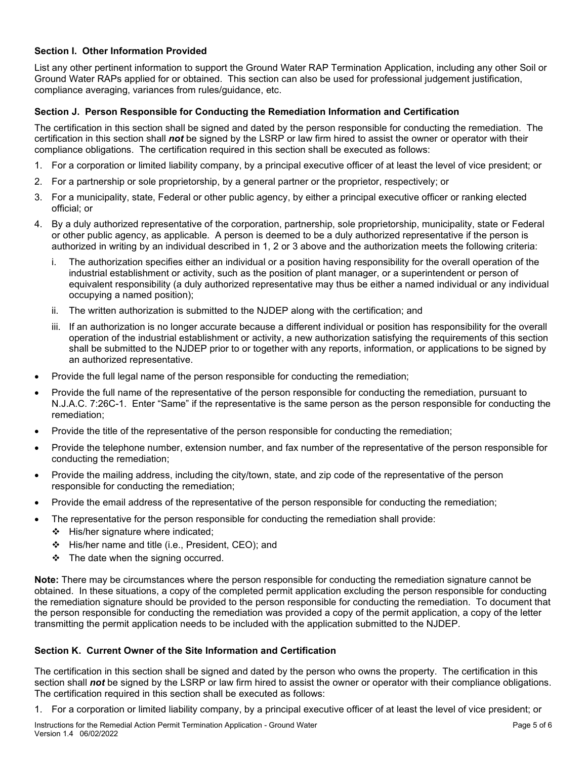### Section I. Other Information Provided

List any other pertinent information to support the Ground Water RAP Termination Application, including any other Soil or Ground Water RAPs applied for or obtained. This section can also be used for professional judgement justification, compliance averaging, variances from rules/guidance, etc.

### Section J. Person Responsible for Conducting the Remediation Information and Certification

The certification in this section shall be signed and dated by the person responsible for conducting the remediation. The certification in this section shall ***not*** be signed by the LSRP or law firm hired to assist the owner or operator with their compliance obligations. The certification required in this section shall be executed as follows:

1. For a corporation or limited liability company, by a principal executive officer of at least the level of vice president; or
2. For a partnership or sole proprietorship, by a general partner or the proprietor, respectively; or
3. For a municipality, state, Federal or other public agency, by either a principal executive officer or ranking elected official; or
4. By a duly authorized representative of the corporation, partnership, sole proprietorship, municipality, state or Federal or other public agency, as applicable. A person is deemed to be a duly authorized representative if the person is authorized in writing by an individual described in 1, 2 or 3 above and the authorization meets the following criteria:
   i. The authorization specifies either an individual or a position having responsibility for the overall operation of the industrial establishment or activity, such as the position of plant manager, or a superintendent or person of equivalent responsibility (a duly authorized representative may thus be either a named individual or any individual occupying a named position);
   ii. The written authorization is submitted to the NJDEP along with the certification; and
   iii. If an authorization is no longer accurate because a different individual or position has responsibility for the overall operation of the industrial establishment or activity, a new authorization satisfying the requirements of this section shall be submitted to the NJDEP prior to or together with any reports, information, or applications to be signed by an authorized representative.

- Provide the full legal name of the person responsible for conducting the remediation;
- Provide the full name of the representative of the person responsible for conducting the remediation, pursuant to N.J.A.C. 7:26C-1. Enter "Same" if the representative is the same person as the person responsible for conducting the remediation;
- Provide the title of the representative of the person responsible for conducting the remediation;
- Provide the telephone number, extension number, and fax number of the representative of the person responsible for conducting the remediation;
- Provide the mailing address, including the city/town, state, and zip code of the representative of the person responsible for conducting the remediation;
- Provide the email address of the representative of the person responsible for conducting the remediation;
- The representative for the person responsible for conducting the remediation shall provide:
  - His/her signature where indicated;
  - His/her name and title (i.e., President, CEO); and
  - The date when the signing occurred.

**Note:** There may be circumstances where the person responsible for conducting the remediation signature cannot be obtained. In these situations, a copy of the completed permit application excluding the person responsible for conducting the remediation signature should be provided to the person responsible for conducting the remediation. To document that the person responsible for conducting the remediation was provided a copy of the permit application, a copy of the letter transmitting the permit application needs to be included with the application submitted to the NJDEP.

### Section K. Current Owner of the Site Information and Certification

The certification in this section shall be signed and dated by the person who owns the property. The certification in this section shall ***not*** be signed by the LSRP or law firm hired to assist the owner or operator with their compliance obligations. The certification required in this section shall be executed as follows:

1. For a corporation or limited liability company, by a principal executive officer of at least the level of vice president; or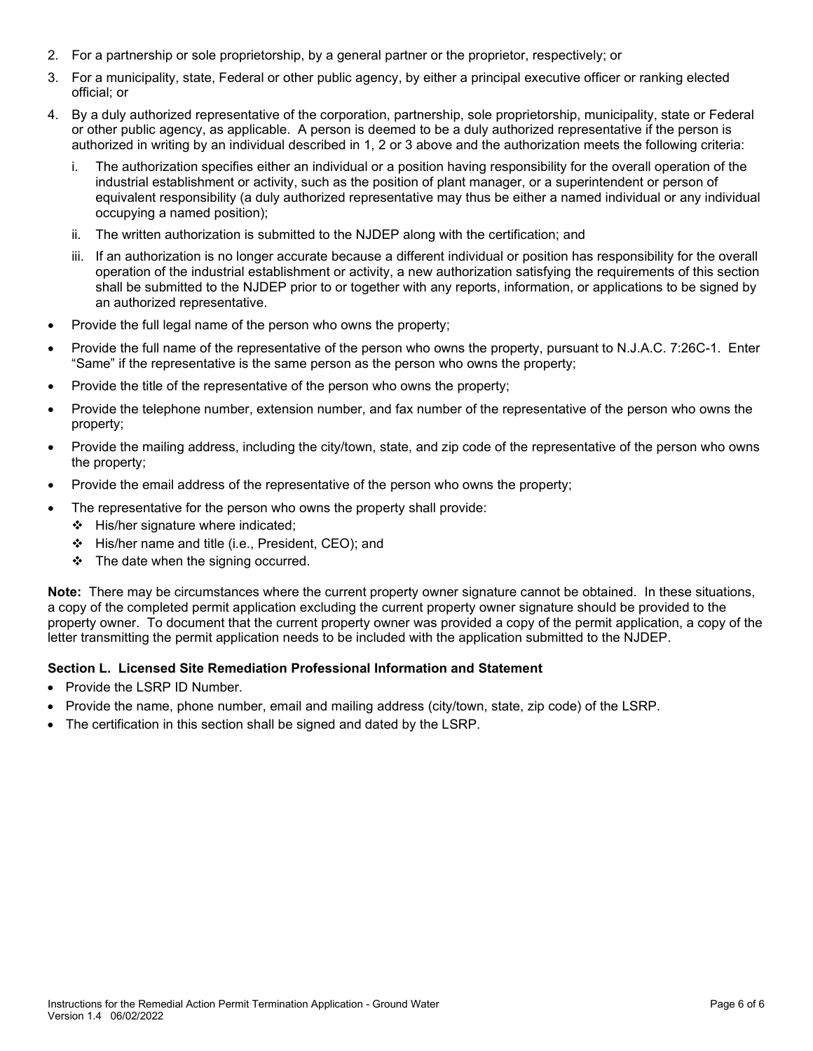2. For a partnership or sole proprietorship, by a general partner or the proprietor, respectively; or
3. For a municipality, state, Federal or other public agency, by either a principal executive officer or ranking elected official; or
4. By a duly authorized representative of the corporation, partnership, sole proprietorship, municipality, state or Federal or other public agency, as applicable. A person is deemed to be a duly authorized representative if the person is authorized in writing by an individual described in 1, 2 or 3 above and the authorization meets the following criteria:
   i. The authorization specifies either an individual or a position having responsibility for the overall operation of the industrial establishment or activity, such as the position of plant manager, or a superintendent or person of equivalent responsibility (a duly authorized representative may thus be either a named individual or any individual occupying a named position);
   ii. The written authorization is submitted to the NJDEP along with the certification; and
   iii. If an authorization is no longer accurate because a different individual or position has responsibility for the overall operation of the industrial establishment or activity, a new authorization satisfying the requirements of this section shall be submitted to the NJDEP prior to or together with any reports, information, or applications to be signed by an authorized representative.

- Provide the full legal name of the person who owns the property;
- Provide the full name of the representative of the person who owns the property, pursuant to N.J.A.C. 7:26C-1. Enter "Same" if the representative is the same person as the person who owns the property;
- Provide the title of the representative of the person who owns the property;
- Provide the telephone number, extension number, and fax number of the representative of the person who owns the property;
- Provide the mailing address, including the city/town, state, and zip code of the representative of the person who owns the property;
- Provide the email address of the representative of the person who owns the property;
- The representative for the person who owns the property shall provide:
  - His/her signature where indicated;
  - His/her name and title (i.e., President, CEO); and
  - The date when the signing occurred.

**Note:** There may be circumstances where the current property owner signature cannot be obtained. In these situations, a copy of the completed permit application excluding the current property owner signature should be provided to the property owner. To document that the current property owner was provided a copy of the permit application, a copy of the letter transmitting the permit application needs to be included with the application submitted to the NJDEP.

**Section L. Licensed Site Remediation Professional Information and Statement**

- Provide the LSRP ID Number.
- Provide the name, phone number, email and mailing address (city/town, state, zip code) of the LSRP.
- The certification in this section shall be signed and dated by the LSRP.